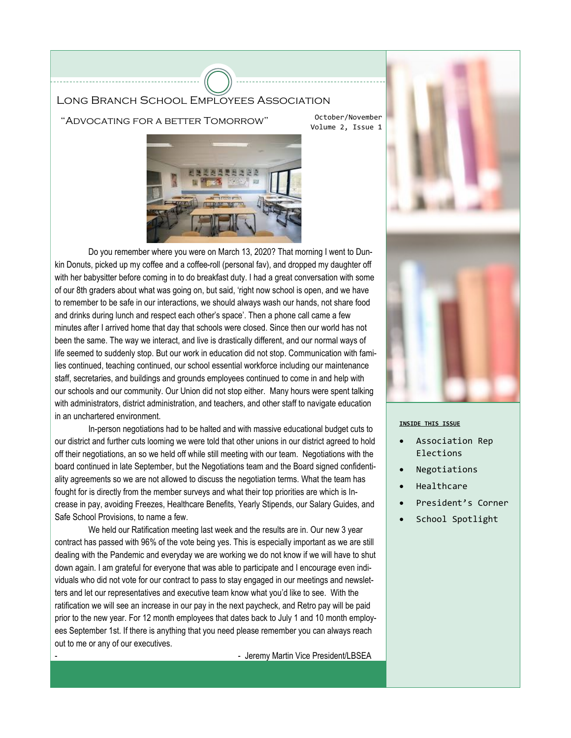# Long Branch School Employees Association

"Advocating for a better Tomorrow"

October/November
Volume 2, Issue 1

Do you remember where you were on March 13, 2020? That morning I went to Dunkin Donuts, picked up my coffee and a coffee-roll (personal fav), and dropped my daughter off with her babysitter before coming in to do breakfast duty. I had a great conversation with some of our 8th graders about what was going on, but said, 'right now school is open, and we have to remember to be safe in our interactions, we should always wash our hands, not share food and drinks during lunch and respect each other's space'. Then a phone call came a few minutes after I arrived home that day that schools were closed. Since then our world has not been the same. The way we interact, and live is drastically different, and our normal ways of life seemed to suddenly stop. But our work in education did not stop. Communication with families continued, teaching continued, our school essential workforce including our maintenance staff, secretaries, and buildings and grounds employees continued to come in and help with our schools and our community. Our Union did not stop either. Many hours were spent talking with administrators, district administration, and teachers, and other staff to navigate education in an unchartered environment.

In-person negotiations had to be halted and with massive educational budget cuts to our district and further cuts looming we were told that other unions in our district agreed to hold off their negotiations, an so we held off while still meeting with our team. Negotiations with the board continued in late September, but the Negotiations team and the Board signed confidentiality agreements so we are not allowed to discuss the negotiation terms. What the team has fought for is directly from the member surveys and what their top priorities are which is Increase in pay, avoiding Freezes, Healthcare Benefits, Yearly Stipends, our Salary Guides, and Safe School Provisions, to name a few.

We held our Ratification meeting last week and the results are in. Our new 3 year contract has passed with 96% of the vote being yes. This is especially important as we are still dealing with the Pandemic and everyday we are working we do not know if we will have to shut down again. I am grateful for everyone that was able to participate and I encourage even individuals who did not vote for our contract to pass to stay engaged in our meetings and newsletters and let our representatives and executive team know what you'd like to see. With the ratification we will see an increase in our pay in the next paycheck, and Retro pay will be paid prior to the new year. For 12 month employees that dates back to July 1 and 10 month employees September 1st. If there is anything that you need please remember you can always reach out to me or any of our executives.

\- Jeremy Martin Vice President/LBSEA

**INSIDE THIS ISSUE**

- Association Rep Elections
- Negotiations
- Healthcare
- President's Corner
- School Spotlight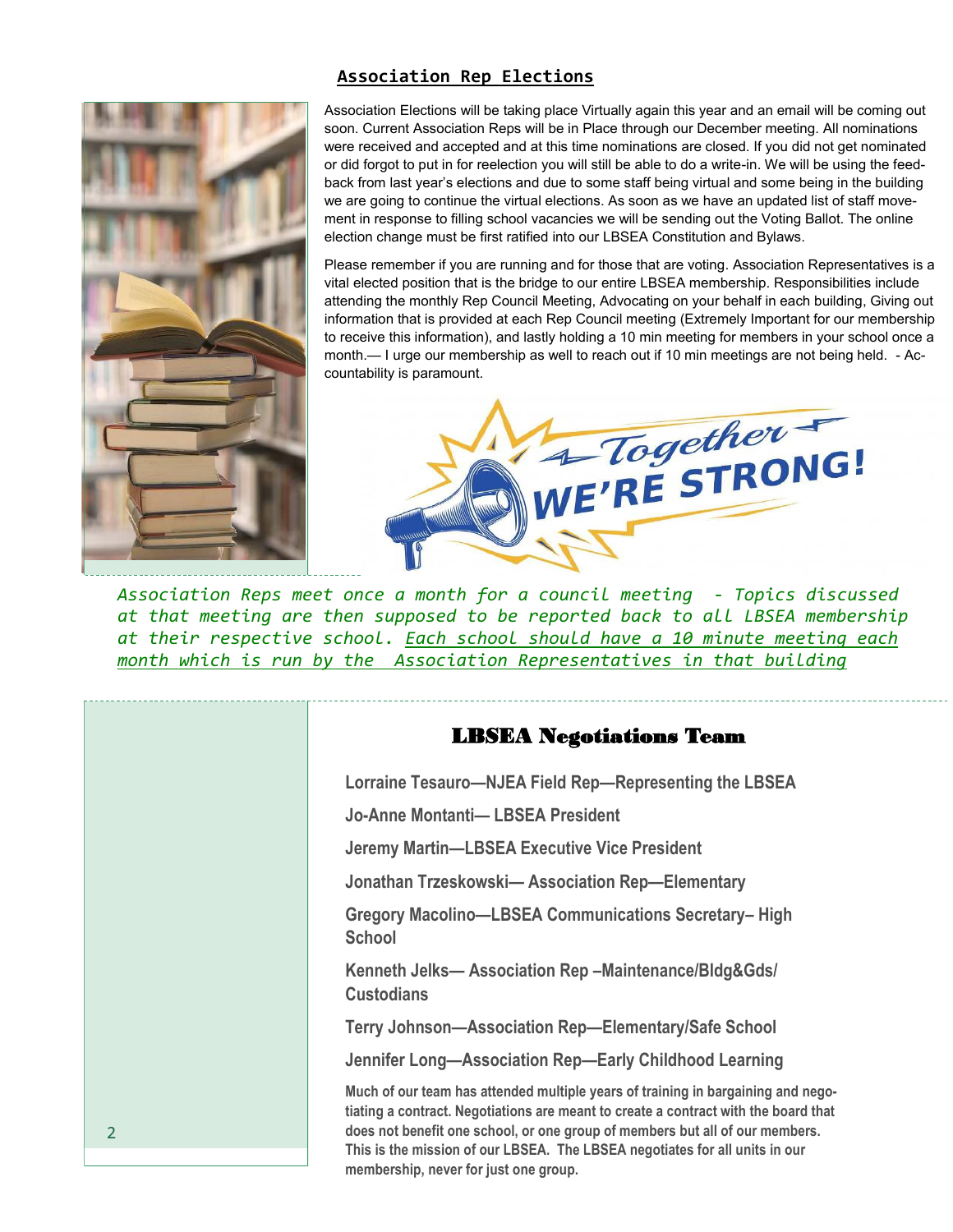## Association Rep Elections

Association Elections will be taking place Virtually again this year and an email will be coming out soon. Current Association Reps will be in Place through our December meeting. All nominations were received and accepted and at this time nominations are closed. If you did not get nominated or did forgot to put in for reelection you will still be able to do a write-in. We will be using the feedback from last year's elections and due to some staff being virtual and some being in the building we are going to continue the virtual elections. As soon as we have an updated list of staff movement in response to filling school vacancies we will be sending out the Voting Ballot. The online election change must be first ratified into our LBSEA Constitution and Bylaws.

Please remember if you are running and for those that are voting. Association Representatives is a vital elected position that is the bridge to our entire LBSEA membership. Responsibilities include attending the monthly Rep Council Meeting, Advocating on your behalf in each building, Giving out information that is provided at each Rep Council meeting (Extremely Important for our membership to receive this information), and lastly holding a 10 min meeting for members in your school once a month.— I urge our membership as well to reach out if 10 min meetings are not being held. - Accountability is paramount.

Together WE'RE STRONG!

*Association Reps meet once a month for a council meeting - Topics discussed at that meeting are then supposed to be reported back to all LBSEA membership at their respective school. Each school should have a 10 minute meeting each month which is run by the Association Representatives in that building*

## LBSEA Negotiations Team

**Lorraine Tesauro—NJEA Field Rep—Representing the LBSEA**

**Jo-Anne Montanti— LBSEA President**

**Jeremy Martin—LBSEA Executive Vice President**

**Jonathan Trzeskowski— Association Rep—Elementary**

**Gregory Macolino—LBSEA Communications Secretary– High School**

**Kenneth Jelks— Association Rep –Maintenance/Bldg&Gds/ Custodians**

**Terry Johnson—Association Rep—Elementary/Safe School**

**Jennifer Long—Association Rep—Early Childhood Learning**

**Much of our team has attended multiple years of training in bargaining and negotiating a contract. Negotiations are meant to create a contract with the board that does not benefit one school, or one group of members but all of our members. This is the mission of our LBSEA. The LBSEA negotiates for all units in our membership, never for just one group.**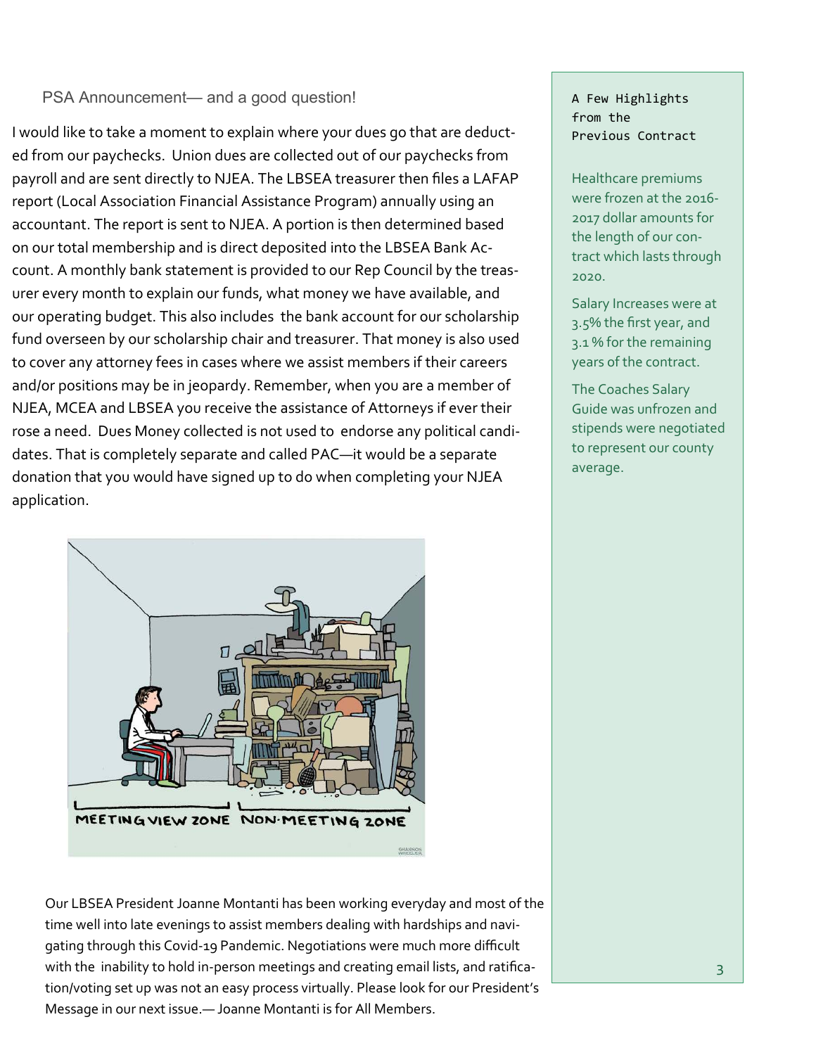## PSA Announcement— and a good question!

I would like to take a moment to explain where your dues go that are deducted from our paychecks. Union dues are collected out of our paychecks from payroll and are sent directly to NJEA. The LBSEA treasurer then files a LAFAP report (Local Association Financial Assistance Program) annually using an accountant. The report is sent to NJEA. A portion is then determined based on our total membership and is direct deposited into the LBSEA Bank Account. A monthly bank statement is provided to our Rep Council by the treasurer every month to explain our funds, what money we have available, and our operating budget. This also includes the bank account for our scholarship fund overseen by our scholarship chair and treasurer. That money is also used to cover any attorney fees in cases where we assist members if their careers and/or positions may be in jeopardy. Remember, when you are a member of NJEA, MCEA and LBSEA you receive the assistance of Attorneys if ever their rose a need. Dues Money collected is not used to endorse any political candidates. That is completely separate and called PAC—it would be a separate donation that you would have signed up to do when completing your NJEA application.

MEETING VIEW ZONE NON-MEETING ZONE

Our LBSEA President Joanne Montanti has been working everyday and most of the time well into late evenings to assist members dealing with hardships and navigating through this Covid-19 Pandemic. Negotiations were much more difficult with the inability to hold in-person meetings and creating email lists, and ratification/voting set up was not an easy process virtually. Please look for our President's Message in our next issue.— Joanne Montanti is for All Members.

### A Few Highlights from the Previous Contract

Healthcare premiums were frozen at the 2016-2017 dollar amounts for the length of our contract which lasts through 2020.

Salary Increases were at 3.5% the first year, and 3.1 % for the remaining years of the contract.

The Coaches Salary Guide was unfrozen and stipends were negotiated to represent our county average.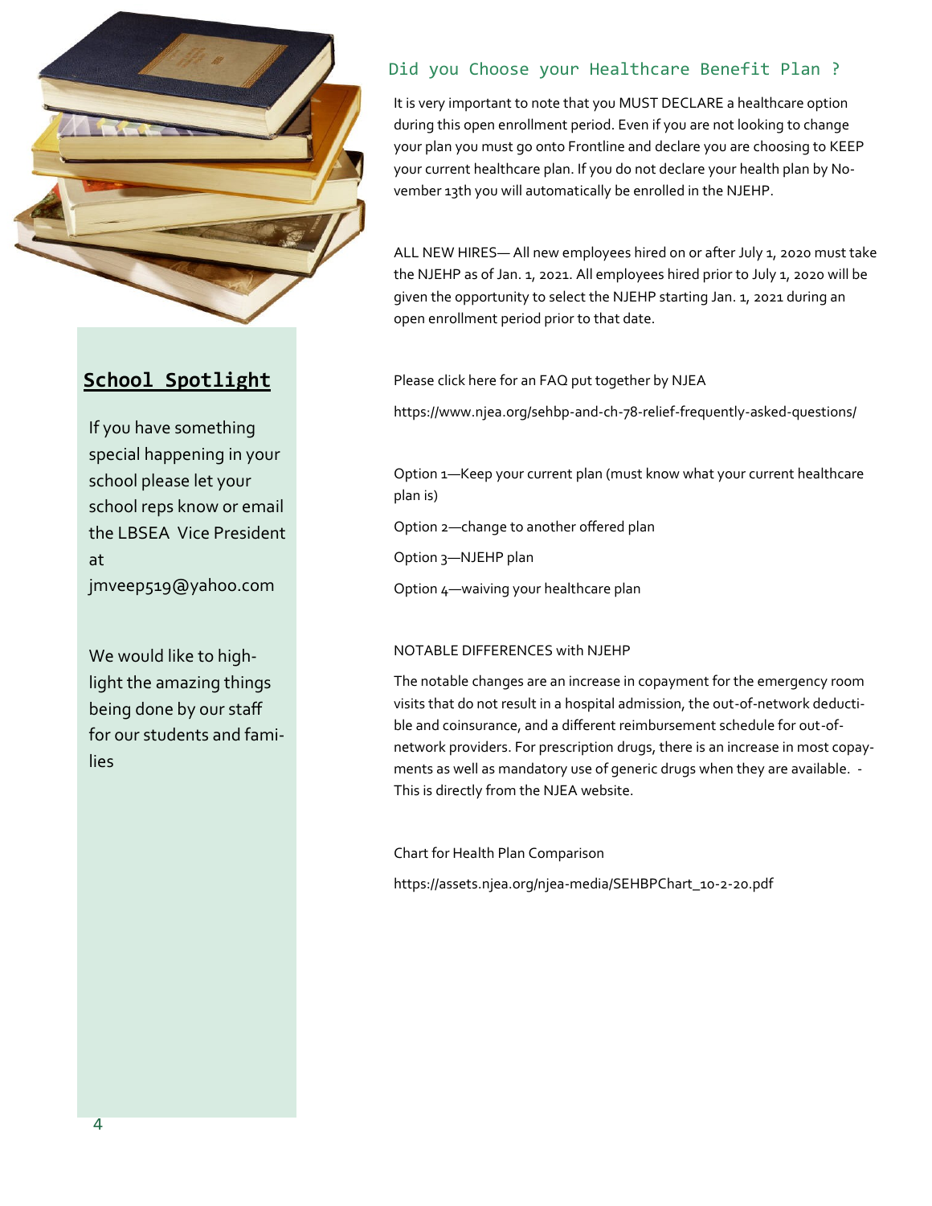## School Spotlight

If you have something special happening in your school please let your school reps know or email the LBSEA Vice President at jmveep519@yahoo.com

We would like to highlight the amazing things being done by our staff for our students and families

## Did you Choose your Healthcare Benefit Plan ?

It is very important to note that you MUST DECLARE a healthcare option during this open enrollment period. Even if you are not looking to change your plan you must go onto Frontline and declare you are choosing to KEEP your current healthcare plan. If you do not declare your health plan by November 13th you will automatically be enrolled in the NJEHP.

ALL NEW HIRES— All new employees hired on or after July 1, 2020 must take the NJEHP as of Jan. 1, 2021. All employees hired prior to July 1, 2020 will be given the opportunity to select the NJEHP starting Jan. 1, 2021 during an open enrollment period prior to that date.

Please click here for an FAQ put together by NJEA

https://www.njea.org/sehbp-and-ch-78-relief-frequently-asked-questions/

Option 1—Keep your current plan (must know what your current healthcare plan is)

Option 2—change to another offered plan

Option 3—NJEHP plan

Option 4—waiving your healthcare plan

NOTABLE DIFFERENCES with NJEHP

The notable changes are an increase in copayment for the emergency room visits that do not result in a hospital admission, the out-of-network deductible and coinsurance, and a different reimbursement schedule for out-of-network providers. For prescription drugs, there is an increase in most copayments as well as mandatory use of generic drugs when they are available. - This is directly from the NJEA website.

Chart for Health Plan Comparison

https://assets.njea.org/njea-media/SEHBPChart_10-2-20.pdf